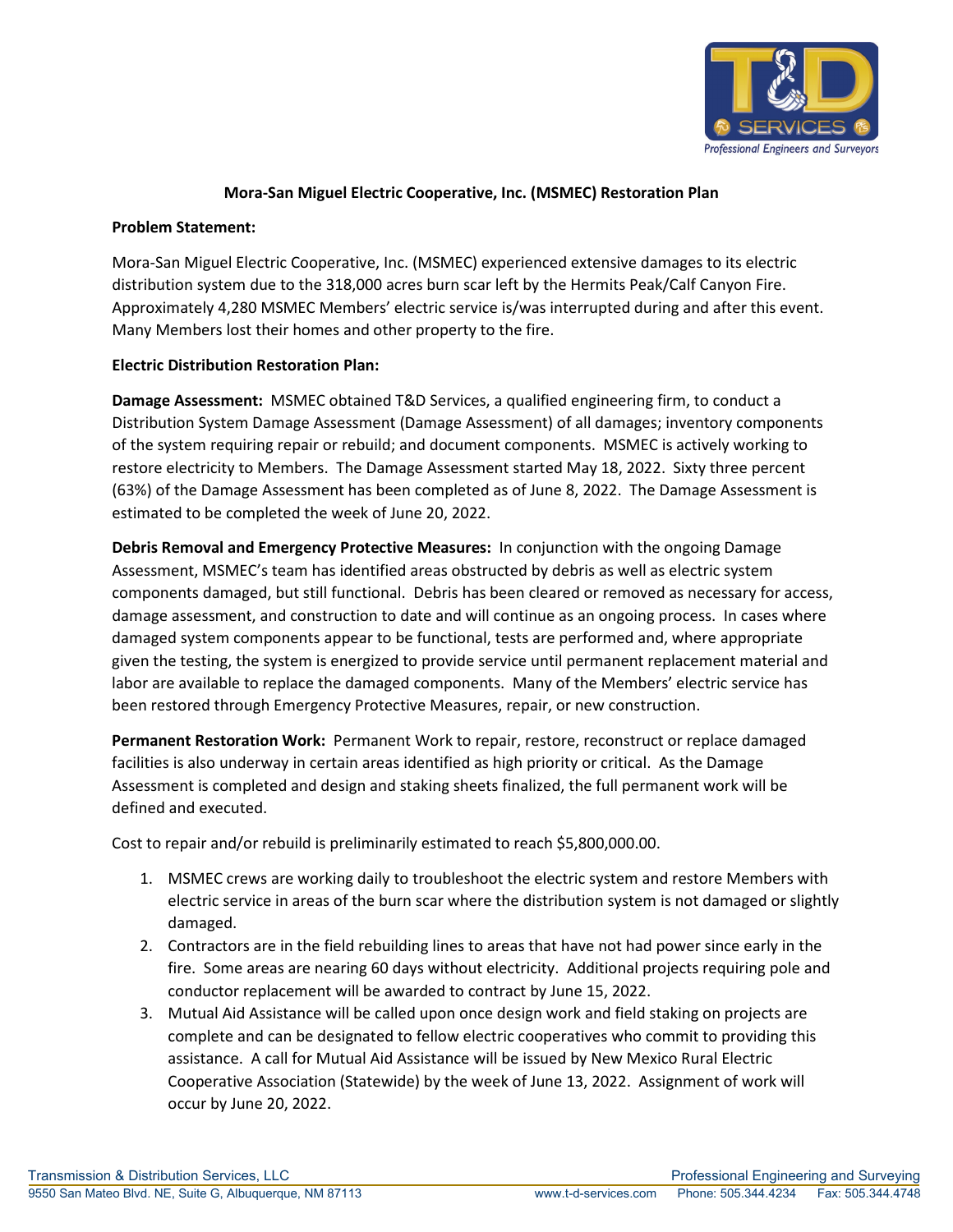# Mora-San Miguel Electric Cooperative, Inc. (MSMEC) Restoration Plan

**Problem Statement:**

Mora-San Miguel Electric Cooperative, Inc. (MSMEC) experienced extensive damages to its electric distribution system due to the 318,000 acres burn scar left by the Hermits Peak/Calf Canyon Fire. Approximately 4,280 MSMEC Members' electric service is/was interrupted during and after this event. Many Members lost their homes and other property to the fire.

**Electric Distribution Restoration Plan:**

**Damage Assessment:** MSMEC obtained T&D Services, a qualified engineering firm, to conduct a Distribution System Damage Assessment (Damage Assessment) of all damages; inventory components of the system requiring repair or rebuild; and document components. MSMEC is actively working to restore electricity to Members. The Damage Assessment started May 18, 2022. Sixty three percent (63%) of the Damage Assessment has been completed as of June 8, 2022. The Damage Assessment is estimated to be completed the week of June 20, 2022.

**Debris Removal and Emergency Protective Measures:** In conjunction with the ongoing Damage Assessment, MSMEC's team has identified areas obstructed by debris as well as electric system components damaged, but still functional. Debris has been cleared or removed as necessary for access, damage assessment, and construction to date and will continue as an ongoing process. In cases where damaged system components appear to be functional, tests are performed and, where appropriate given the testing, the system is energized to provide service until permanent replacement material and labor are available to replace the damaged components. Many of the Members' electric service has been restored through Emergency Protective Measures, repair, or new construction.

**Permanent Restoration Work:** Permanent Work to repair, restore, reconstruct or replace damaged facilities is also underway in certain areas identified as high priority or critical. As the Damage Assessment is completed and design and staking sheets finalized, the full permanent work will be defined and executed.

Cost to repair and/or rebuild is preliminarily estimated to reach $5,800,000.00.

1. MSMEC crews are working daily to troubleshoot the electric system and restore Members with electric service in areas of the burn scar where the distribution system is not damaged or slightly damaged.
2. Contractors are in the field rebuilding lines to areas that have not had power since early in the fire. Some areas are nearing 60 days without electricity. Additional projects requiring pole and conductor replacement will be awarded to contract by June 15, 2022.
3. Mutual Aid Assistance will be called upon once design work and field staking on projects are complete and can be designated to fellow electric cooperatives who commit to providing this assistance. A call for Mutual Aid Assistance will be issued by New Mexico Rural Electric Cooperative Association (Statewide) by the week of June 13, 2022. Assignment of work will occur by June 20, 2022.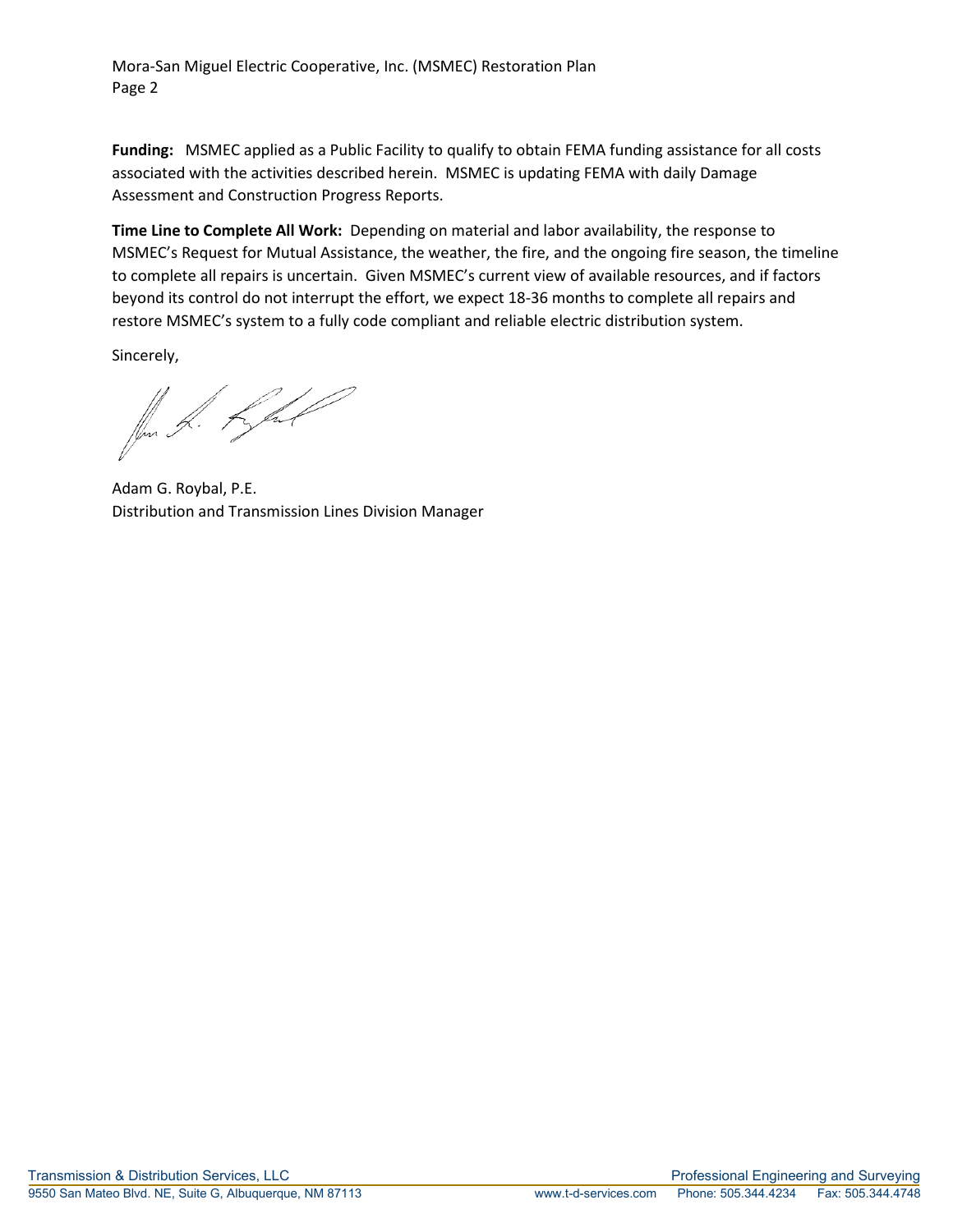**Funding:** MSMEC applied as a Public Facility to qualify to obtain FEMA funding assistance for all costs associated with the activities described herein. MSMEC is updating FEMA with daily Damage Assessment and Construction Progress Reports.

**Time Line to Complete All Work:** Depending on material and labor availability, the response to MSMEC's Request for Mutual Assistance, the weather, the fire, and the ongoing fire season, the timeline to complete all repairs is uncertain. Given MSMEC's current view of available resources, and if factors beyond its control do not interrupt the effort, we expect 18-36 months to complete all repairs and restore MSMEC's system to a fully code compliant and reliable electric distribution system.

Sincerely,

Adam G. Roybal, P.E.
Distribution and Transmission Lines Division Manager